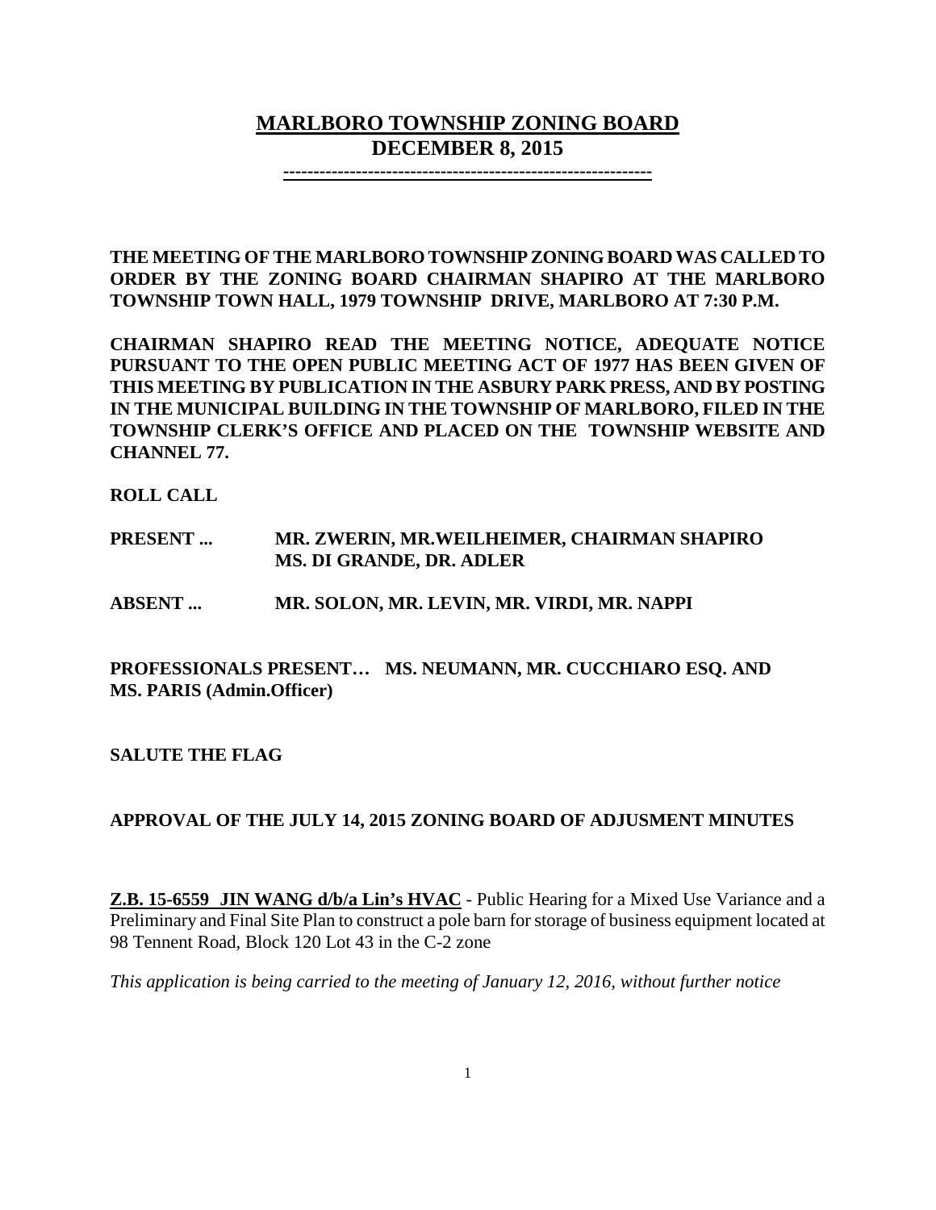# MARLBORO TOWNSHIP ZONING BOARD
## DECEMBER 8, 2015

------------------------------------------------------------

**THE MEETING OF THE MARLBORO TOWNSHIP ZONING BOARD WAS CALLED TO ORDER BY THE ZONING BOARD CHAIRMAN SHAPIRO AT THE MARLBORO TOWNSHIP TOWN HALL, 1979 TOWNSHIP DRIVE, MARLBORO AT 7:30 P.M.**

**CHAIRMAN SHAPIRO READ THE MEETING NOTICE, ADEQUATE NOTICE PURSUANT TO THE OPEN PUBLIC MEETING ACT OF 1977 HAS BEEN GIVEN OF THIS MEETING BY PUBLICATION IN THE ASBURY PARK PRESS, AND BY POSTING IN THE MUNICIPAL BUILDING IN THE TOWNSHIP OF MARLBORO, FILED IN THE TOWNSHIP CLERK'S OFFICE AND PLACED ON THE TOWNSHIP WEBSITE AND CHANNEL 77.**

**ROLL CALL**

**PRESENT ...** **MR. ZWERIN, MR.WEILHEIMER, CHAIRMAN SHAPIRO MS. DI GRANDE, DR. ADLER**

**ABSENT ...** **MR. SOLON, MR. LEVIN, MR. VIRDI, MR. NAPPI**

**PROFESSIONALS PRESENT… MS. NEUMANN, MR. CUCCHIARO ESQ. AND MS. PARIS (Admin.Officer)**

**SALUTE THE FLAG**

**APPROVAL OF THE JULY 14, 2015 ZONING BOARD OF ADJUSMENT MINUTES**

**Z.B. 15-6559 JIN WANG d/b/a Lin's HVAC** - Public Hearing for a Mixed Use Variance and a Preliminary and Final Site Plan to construct a pole barn for storage of business equipment located at 98 Tennent Road, Block 120 Lot 43 in the C-2 zone

*This application is being carried to the meeting of January 12, 2016, without further notice*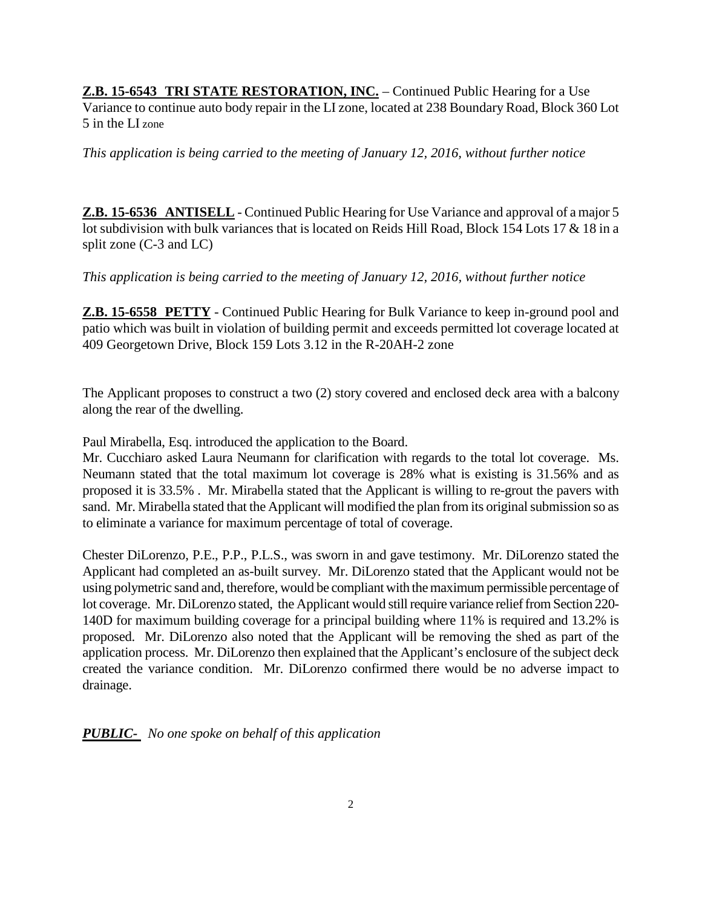**Z.B. 15-6543 TRI STATE RESTORATION, INC.** – Continued Public Hearing for a Use Variance to continue auto body repair in the LI zone, located at 238 Boundary Road, Block 360 Lot 5 in the LI zone

*This application is being carried to the meeting of January 12, 2016, without further notice*

**Z.B. 15-6536 ANTISELL** - Continued Public Hearing for Use Variance and approval of a major 5 lot subdivision with bulk variances that is located on Reids Hill Road, Block 154 Lots 17 & 18 in a split zone (C-3 and LC)

*This application is being carried to the meeting of January 12, 2016, without further notice*

**Z.B. 15-6558 PETTY** - Continued Public Hearing for Bulk Variance to keep in-ground pool and patio which was built in violation of building permit and exceeds permitted lot coverage located at 409 Georgetown Drive, Block 159 Lots 3.12 in the R-20AH-2 zone

The Applicant proposes to construct a two (2) story covered and enclosed deck area with a balcony along the rear of the dwelling.

Paul Mirabella, Esq. introduced the application to the Board.
Mr. Cucchiaro asked Laura Neumann for clarification with regards to the total lot coverage. Ms. Neumann stated that the total maximum lot coverage is 28% what is existing is 31.56% and as proposed it is 33.5% . Mr. Mirabella stated that the Applicant is willing to re-grout the pavers with sand. Mr. Mirabella stated that the Applicant will modified the plan from its original submission so as to eliminate a variance for maximum percentage of total of coverage.

Chester DiLorenzo, P.E., P.P., P.L.S., was sworn in and gave testimony. Mr. DiLorenzo stated the Applicant had completed an as-built survey. Mr. DiLorenzo stated that the Applicant would not be using polymetric sand and, therefore, would be compliant with the maximum permissible percentage of lot coverage. Mr. DiLorenzo stated, the Applicant would still require variance relief from Section 220-140D for maximum building coverage for a principal building where 11% is required and 13.2% is proposed. Mr. DiLorenzo also noted that the Applicant will be removing the shed as part of the application process. Mr. DiLorenzo then explained that the Applicant's enclosure of the subject deck created the variance condition. Mr. DiLorenzo confirmed there would be no adverse impact to drainage.

***PUBLIC-*** *No one spoke on behalf of this application*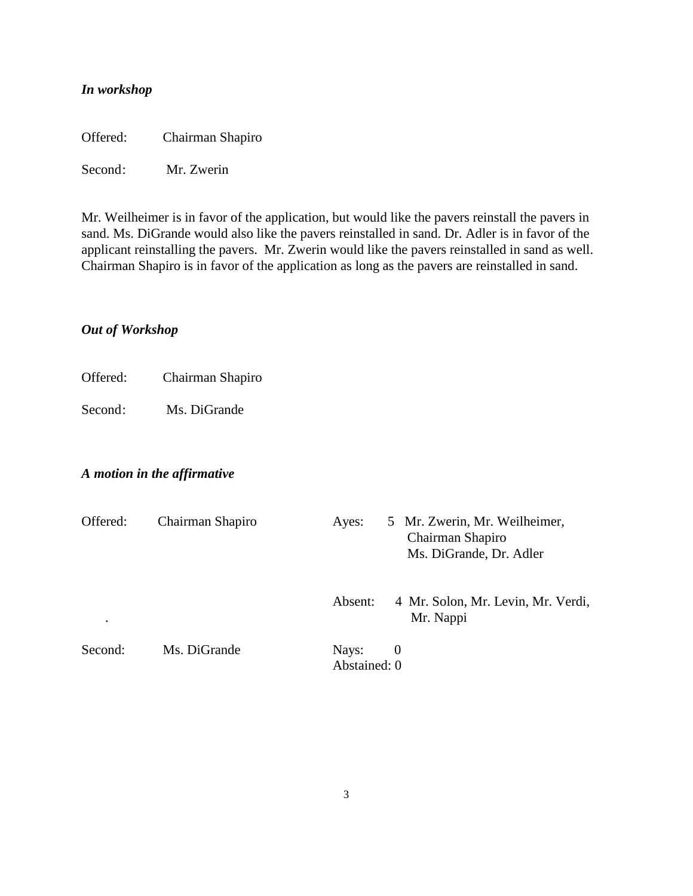***In workshop***

Offered: Chairman Shapiro

Second: Mr. Zwerin

Mr. Weilheimer is in favor of the application, but would like the pavers reinstall the pavers in sand. Ms. DiGrande would also like the pavers reinstalled in sand. Dr. Adler is in favor of the applicant reinstalling the pavers. Mr. Zwerin would like the pavers reinstalled in sand as well. Chairman Shapiro is in favor of the application as long as the pavers are reinstalled in sand.

***Out of Workshop***

Offered: Chairman Shapiro

Second: Ms. DiGrande

***A motion in the affirmative***

| | | | |
|---|---|---|---|
| Offered: | Chairman Shapiro | Ayes: | 5 Mr. Zwerin, Mr. Weilheimer, Chairman Shapiro Ms. DiGrande, Dr. Adler |
| . | | Absent: | 4 Mr. Solon, Mr. Levin, Mr. Verdi, Mr. Nappi |
| Second: | Ms. DiGrande | Nays: | 0 |
| | | Abstained: | 0 |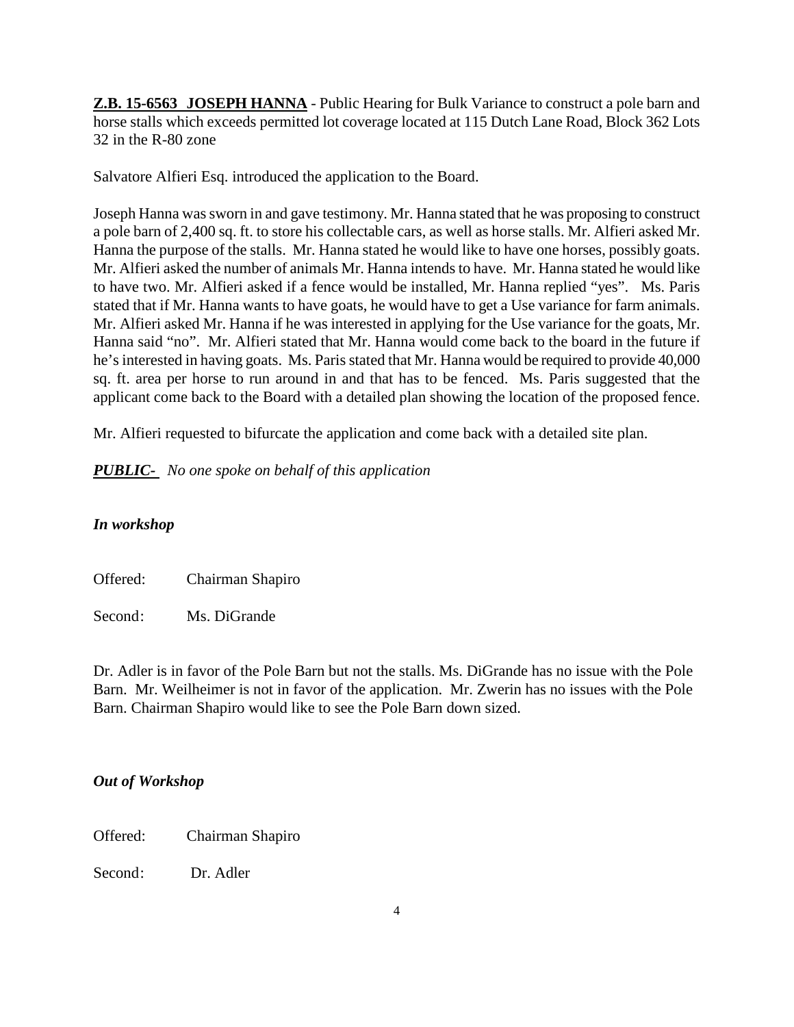**<u>Z.B. 15-6563 JOSEPH HANNA</u>** - Public Hearing for Bulk Variance to construct a pole barn and horse stalls which exceeds permitted lot coverage located at 115 Dutch Lane Road, Block 362 Lots 32 in the R-80 zone

Salvatore Alfieri Esq. introduced the application to the Board.

Joseph Hanna was sworn in and gave testimony. Mr. Hanna stated that he was proposing to construct a pole barn of 2,400 sq. ft. to store his collectable cars, as well as horse stalls. Mr. Alfieri asked Mr. Hanna the purpose of the stalls. Mr. Hanna stated he would like to have one horses, possibly goats. Mr. Alfieri asked the number of animals Mr. Hanna intends to have. Mr. Hanna stated he would like to have two. Mr. Alfieri asked if a fence would be installed, Mr. Hanna replied "yes". Ms. Paris stated that if Mr. Hanna wants to have goats, he would have to get a Use variance for farm animals. Mr. Alfieri asked Mr. Hanna if he was interested in applying for the Use variance for the goats, Mr. Hanna said "no". Mr. Alfieri stated that Mr. Hanna would come back to the board in the future if he's interested in having goats. Ms. Paris stated that Mr. Hanna would be required to provide 40,000 sq. ft. area per horse to run around in and that has to be fenced. Ms. Paris suggested that the applicant come back to the Board with a detailed plan showing the location of the proposed fence.

Mr. Alfieri requested to bifurcate the application and come back with a detailed site plan.

***<u>PUBLIC-</u>*** *No one spoke on behalf of this application*

***In workshop***

Offered: Chairman Shapiro

Second: Ms. DiGrande

Dr. Adler is in favor of the Pole Barn but not the stalls. Ms. DiGrande has no issue with the Pole Barn. Mr. Weilheimer is not in favor of the application. Mr. Zwerin has no issues with the Pole Barn. Chairman Shapiro would like to see the Pole Barn down sized.

***Out of Workshop***

Offered: Chairman Shapiro

Second: Dr. Adler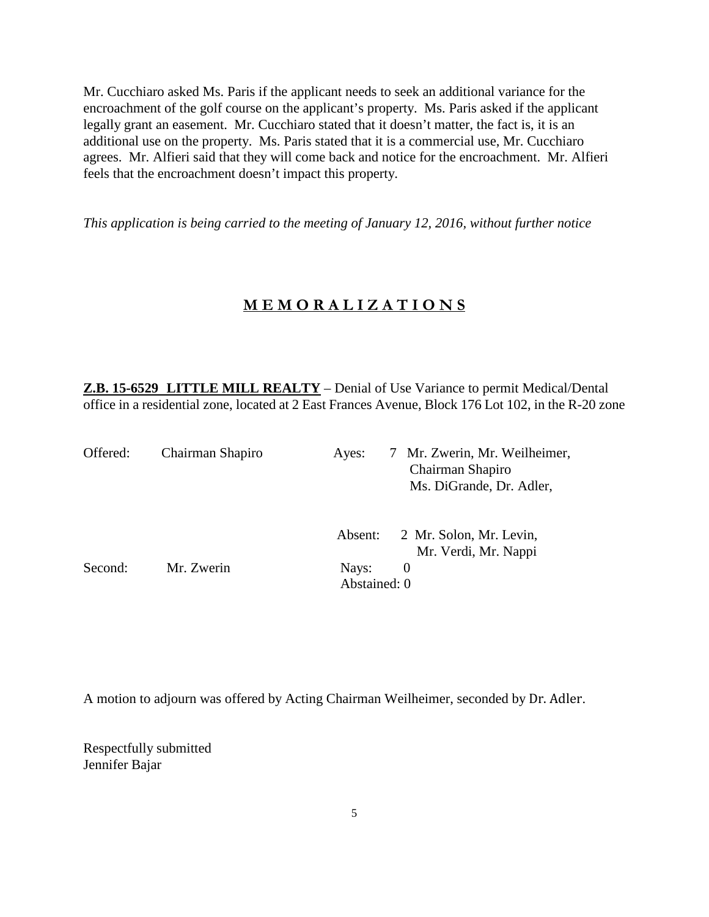Mr. Cucchiaro asked Ms. Paris if the applicant needs to seek an additional variance for the encroachment of the golf course on the applicant's property. Ms. Paris asked if the applicant legally grant an easement. Mr. Cucchiaro stated that it doesn't matter, the fact is, it is an additional use on the property. Ms. Paris stated that it is a commercial use, Mr. Cucchiaro agrees. Mr. Alfieri said that they will come back and notice for the encroachment. Mr. Alfieri feels that the encroachment doesn't impact this property.

*This application is being carried to the meeting of January 12, 2016, without further notice*

## M E M O R A L I Z A T I O N S

**Z.B. 15-6529 LITTLE MILL REALTY** – Denial of Use Variance to permit Medical/Dental office in a residential zone, located at 2 East Frances Avenue, Block 176 Lot 102, in the R-20 zone

| | | | |
|---|---|---|---|
| Offered: | Chairman Shapiro | Ayes: | 7 Mr. Zwerin, Mr. Weilheimer, Chairman Shapiro Ms. DiGrande, Dr. Adler, |
| | | Absent: | 2 Mr. Solon, Mr. Levin, Mr. Verdi, Mr. Nappi |
| Second: | Mr. Zwerin | Nays: | 0 |
| | | Abstained: | 0 |

A motion to adjourn was offered by Acting Chairman Weilheimer, seconded by Dr. Adler.

Respectfully submitted
Jennifer Bajar